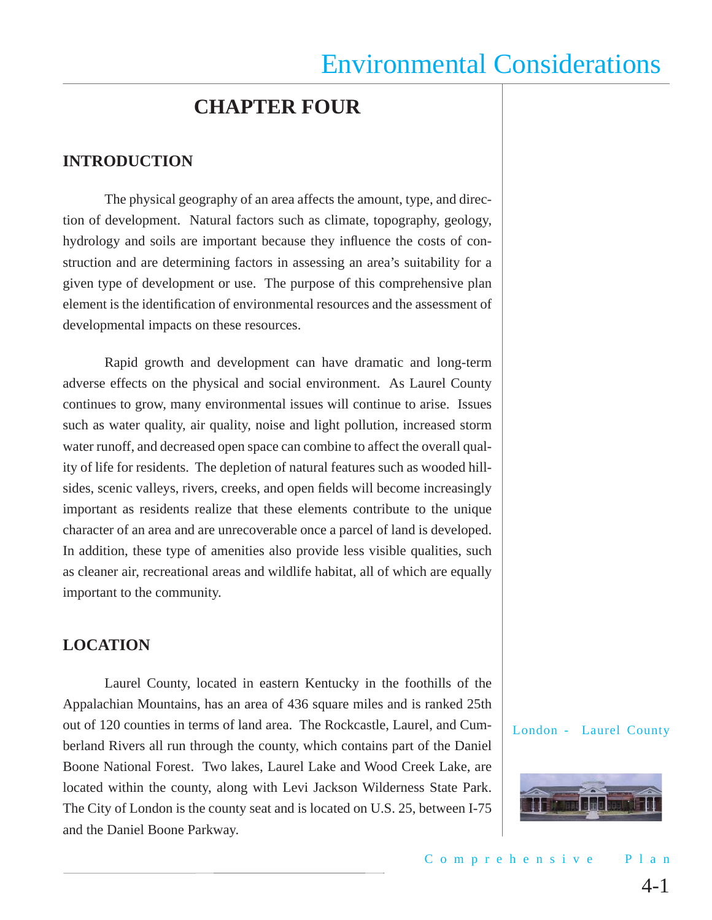# CHAPTER FOUR

## INTRODUCTION

The physical geography of an area affects the amount, type, and direction of development. Natural factors such as climate, topography, geology, hydrology and soils are important because they influence the costs of construction and are determining factors in assessing an area's suitability for a given type of development or use. The purpose of this comprehensive plan element is the identification of environmental resources and the assessment of developmental impacts on these resources.

Rapid growth and development can have dramatic and long-term adverse effects on the physical and social environment. As Laurel County continues to grow, many environmental issues will continue to arise. Issues such as water quality, air quality, noise and light pollution, increased storm water runoff, and decreased open space can combine to affect the overall quality of life for residents. The depletion of natural features such as wooded hillsides, scenic valleys, rivers, creeks, and open fields will become increasingly important as residents realize that these elements contribute to the unique character of an area and are unrecoverable once a parcel of land is developed. In addition, these type of amenities also provide less visible qualities, such as cleaner air, recreational areas and wildlife habitat, all of which are equally important to the community.

## LOCATION

Laurel County, located in eastern Kentucky in the foothills of the Appalachian Mountains, has an area of 436 square miles and is ranked 25th out of 120 counties in terms of land area. The Rockcastle, Laurel, and Cumberland Rivers all run through the county, which contains part of the Daniel Boone National Forest. Two lakes, Laurel Lake and Wood Creek Lake, are located within the county, along with Levi Jackson Wilderness State Park. The City of London is the county seat and is located on U.S. 25, between I-75 and the Daniel Boone Parkway.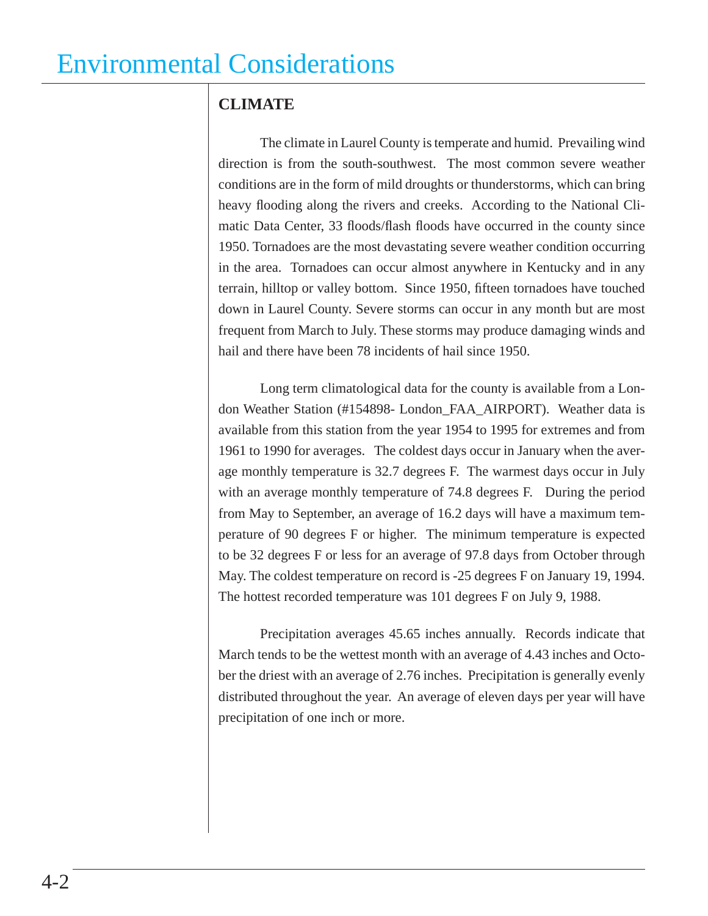# Environmental Considerations

## CLIMATE

The climate in Laurel County is temperate and humid. Prevailing wind direction is from the south-southwest. The most common severe weather conditions are in the form of mild droughts or thunderstorms, which can bring heavy flooding along the rivers and creeks. According to the National Climatic Data Center, 33 floods/flash floods have occurred in the county since 1950. Tornadoes are the most devastating severe weather condition occurring in the area. Tornadoes can occur almost anywhere in Kentucky and in any terrain, hilltop or valley bottom. Since 1950, fifteen tornadoes have touched down in Laurel County. Severe storms can occur in any month but are most frequent from March to July. These storms may produce damaging winds and hail and there have been 78 incidents of hail since 1950.

Long term climatological data for the county is available from a London Weather Station (#154898- London_FAA_AIRPORT). Weather data is available from this station from the year 1954 to 1995 for extremes and from 1961 to 1990 for averages. The coldest days occur in January when the average monthly temperature is 32.7 degrees F. The warmest days occur in July with an average monthly temperature of 74.8 degrees F. During the period from May to September, an average of 16.2 days will have a maximum temperature of 90 degrees F or higher. The minimum temperature is expected to be 32 degrees F or less for an average of 97.8 days from October through May. The coldest temperature on record is -25 degrees F on January 19, 1994. The hottest recorded temperature was 101 degrees F on July 9, 1988.

Precipitation averages 45.65 inches annually. Records indicate that March tends to be the wettest month with an average of 4.43 inches and October the driest with an average of 2.76 inches. Precipitation is generally evenly distributed throughout the year. An average of eleven days per year will have precipitation of one inch or more.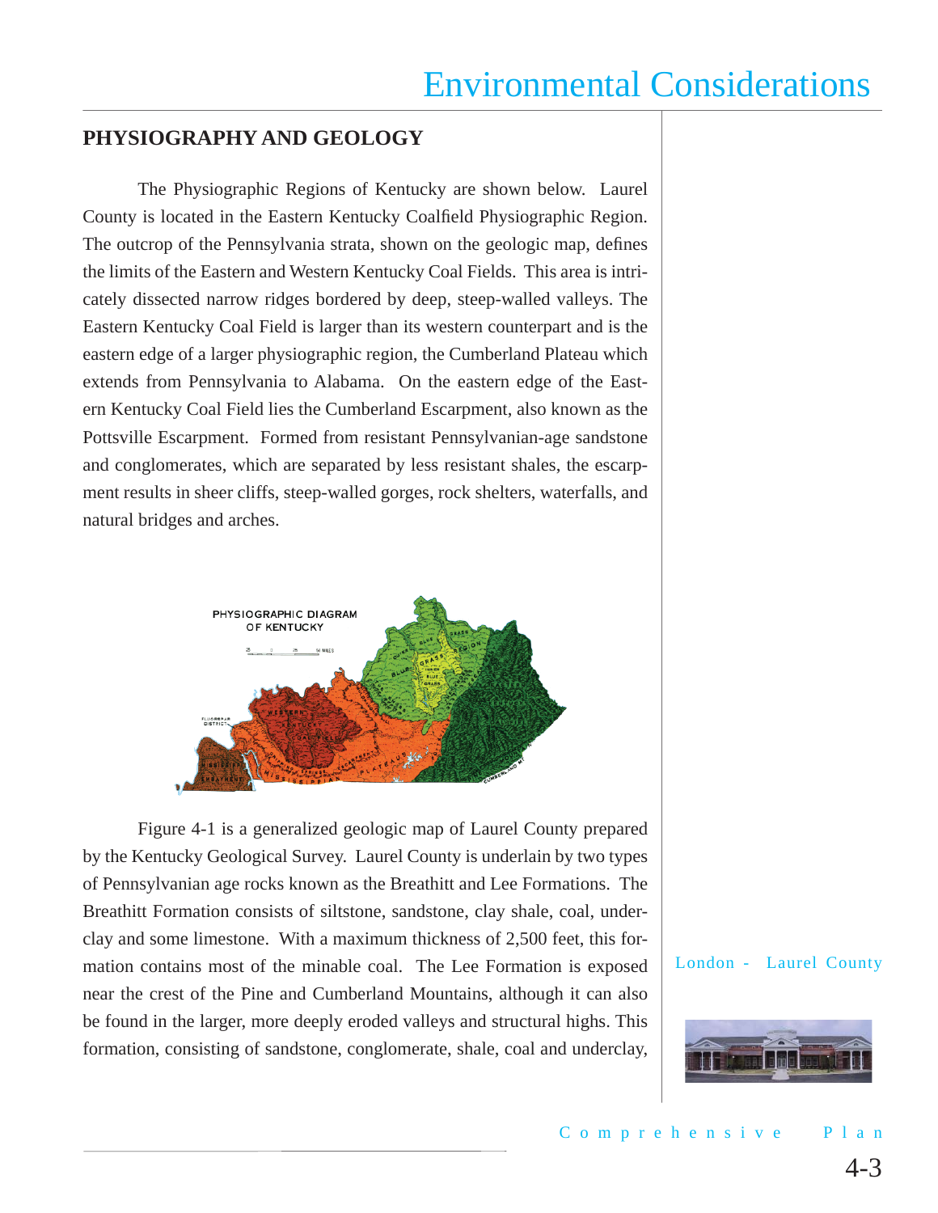## PHYSIOGRAPHY AND GEOLOGY

The Physiographic Regions of Kentucky are shown below. Laurel County is located in the Eastern Kentucky Coalfield Physiographic Region. The outcrop of the Pennsylvania strata, shown on the geologic map, defines the limits of the Eastern and Western Kentucky Coal Fields. This area is intricately dissected narrow ridges bordered by deep, steep-walled valleys. The Eastern Kentucky Coal Field is larger than its western counterpart and is the eastern edge of a larger physiographic region, the Cumberland Plateau which extends from Pennsylvania to Alabama. On the eastern edge of the Eastern Kentucky Coal Field lies the Cumberland Escarpment, also known as the Pottsville Escarpment. Formed from resistant Pennsylvanian-age sandstone and conglomerates, which are separated by less resistant shales, the escarpment results in sheer cliffs, steep-walled gorges, rock shelters, waterfalls, and natural bridges and arches.

PHYSIOGRAPHIC DIAGRAM OF KENTUCKY

Figure 4-1 is a generalized geologic map of Laurel County prepared by the Kentucky Geological Survey. Laurel County is underlain by two types of Pennsylvanian age rocks known as the Breathitt and Lee Formations. The Breathitt Formation consists of siltstone, sandstone, clay shale, coal, underclay and some limestone. With a maximum thickness of 2,500 feet, this formation contains most of the minable coal. The Lee Formation is exposed near the crest of the Pine and Cumberland Mountains, although it can also be found in the larger, more deeply eroded valleys and structural highs. This formation, consisting of sandstone, conglomerate, shale, coal and underclay,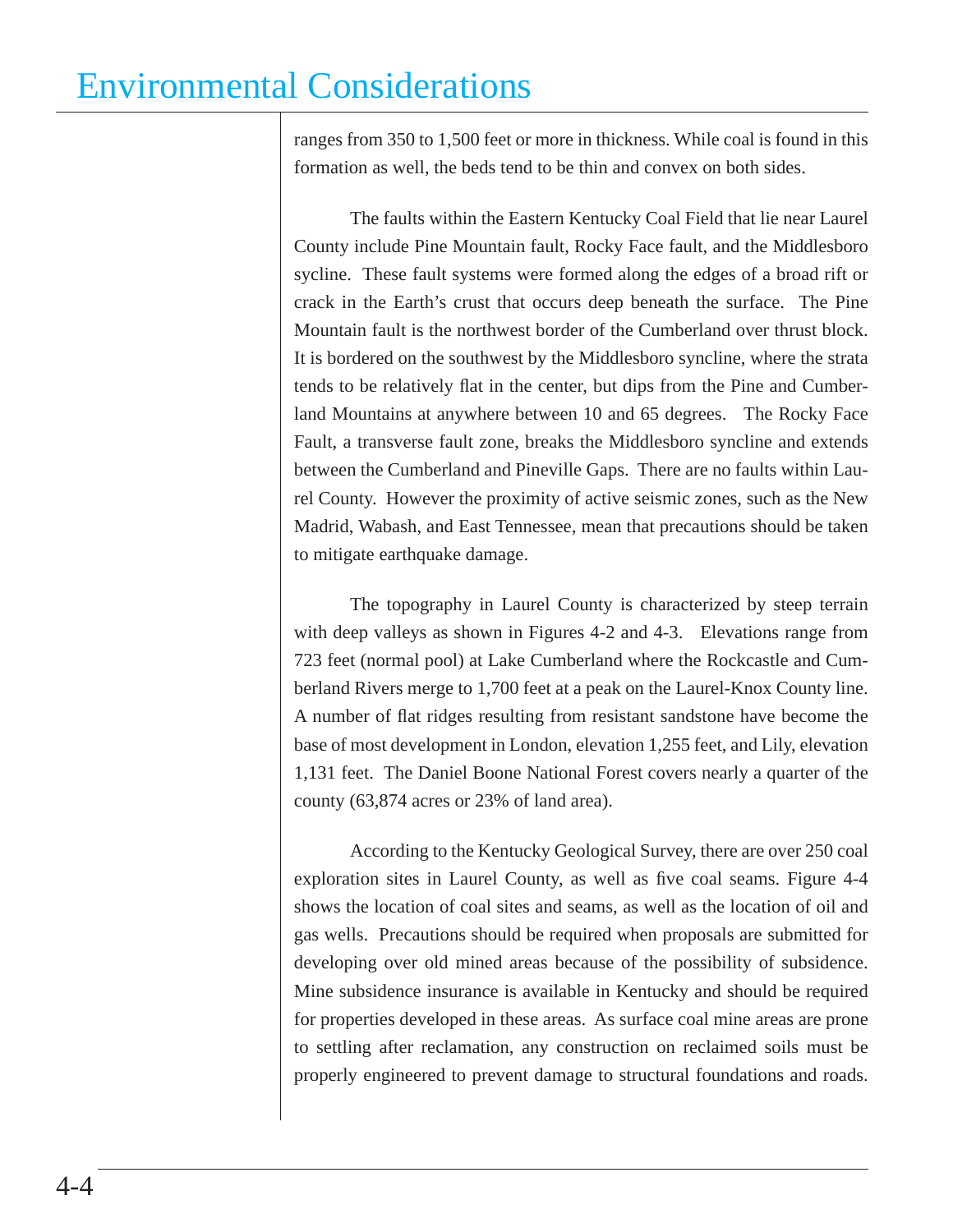ranges from 350 to 1,500 feet or more in thickness. While coal is found in this formation as well, the beds tend to be thin and convex on both sides.

The faults within the Eastern Kentucky Coal Field that lie near Laurel County include Pine Mountain fault, Rocky Face fault, and the Middlesboro sycline. These fault systems were formed along the edges of a broad rift or crack in the Earth's crust that occurs deep beneath the surface. The Pine Mountain fault is the northwest border of the Cumberland over thrust block. It is bordered on the southwest by the Middlesboro syncline, where the strata tends to be relatively flat in the center, but dips from the Pine and Cumberland Mountains at anywhere between 10 and 65 degrees. The Rocky Face Fault, a transverse fault zone, breaks the Middlesboro syncline and extends between the Cumberland and Pineville Gaps. There are no faults within Laurel County. However the proximity of active seismic zones, such as the New Madrid, Wabash, and East Tennessee, mean that precautions should be taken to mitigate earthquake damage.

The topography in Laurel County is characterized by steep terrain with deep valleys as shown in Figures 4-2 and 4-3. Elevations range from 723 feet (normal pool) at Lake Cumberland where the Rockcastle and Cumberland Rivers merge to 1,700 feet at a peak on the Laurel-Knox County line. A number of flat ridges resulting from resistant sandstone have become the base of most development in London, elevation 1,255 feet, and Lily, elevation 1,131 feet. The Daniel Boone National Forest covers nearly a quarter of the county (63,874 acres or 23% of land area).

According to the Kentucky Geological Survey, there are over 250 coal exploration sites in Laurel County, as well as five coal seams. Figure 4-4 shows the location of coal sites and seams, as well as the location of oil and gas wells. Precautions should be required when proposals are submitted for developing over old mined areas because of the possibility of subsidence. Mine subsidence insurance is available in Kentucky and should be required for properties developed in these areas. As surface coal mine areas are prone to settling after reclamation, any construction on reclaimed soils must be properly engineered to prevent damage to structural foundations and roads.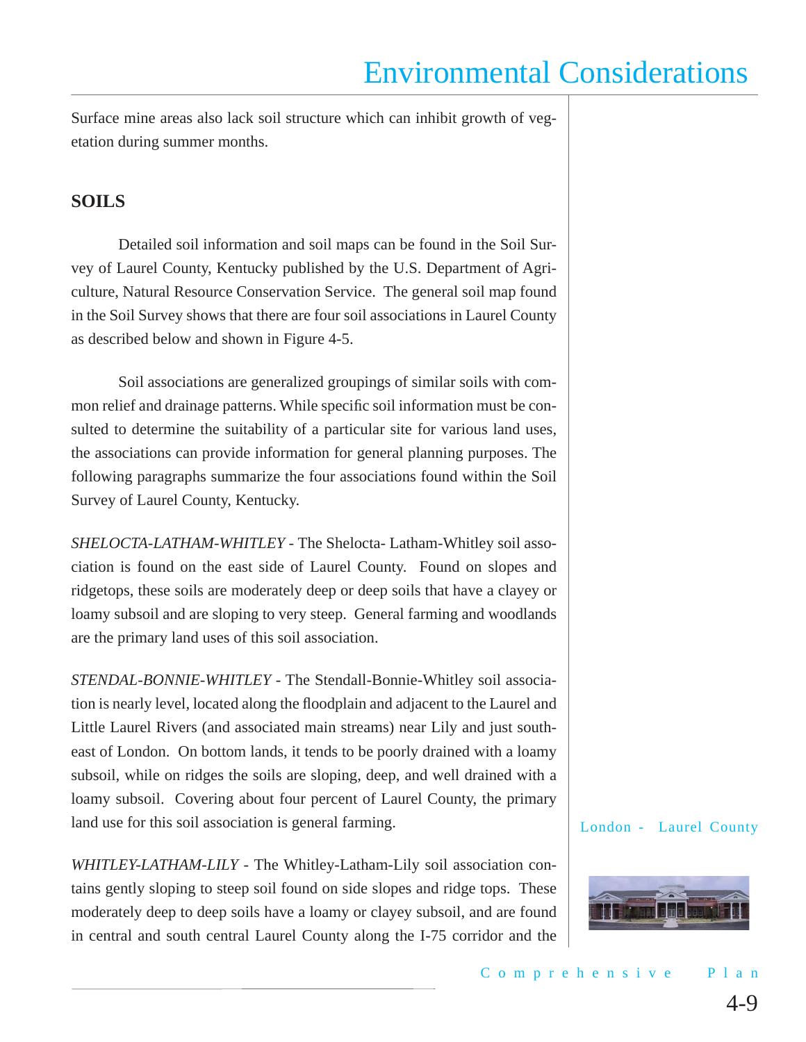Surface mine areas also lack soil structure which can inhibit growth of vegetation during summer months.

## SOILS

Detailed soil information and soil maps can be found in the Soil Survey of Laurel County, Kentucky published by the U.S. Department of Agriculture, Natural Resource Conservation Service. The general soil map found in the Soil Survey shows that there are four soil associations in Laurel County as described below and shown in Figure 4-5.

Soil associations are generalized groupings of similar soils with common relief and drainage patterns. While specific soil information must be consulted to determine the suitability of a particular site for various land uses, the associations can provide information for general planning purposes. The following paragraphs summarize the four associations found within the Soil Survey of Laurel County, Kentucky.

*SHELOCTA-LATHAM-WHITLEY* - The Shelocta- Latham-Whitley soil association is found on the east side of Laurel County. Found on slopes and ridgetops, these soils are moderately deep or deep soils that have a clayey or loamy subsoil and are sloping to very steep. General farming and woodlands are the primary land uses of this soil association.

*STENDAL-BONNIE-WHITLEY* - The Stendall-Bonnie-Whitley soil association is nearly level, located along the floodplain and adjacent to the Laurel and Little Laurel Rivers (and associated main streams) near Lily and just southeast of London. On bottom lands, it tends to be poorly drained with a loamy subsoil, while on ridges the soils are sloping, deep, and well drained with a loamy subsoil. Covering about four percent of Laurel County, the primary land use for this soil association is general farming.

*WHITLEY-LATHAM-LILY* - The Whitley-Latham-Lily soil association contains gently sloping to steep soil found on side slopes and ridge tops. These moderately deep to deep soils have a loamy or clayey subsoil, and are found in central and south central Laurel County along the I-75 corridor and the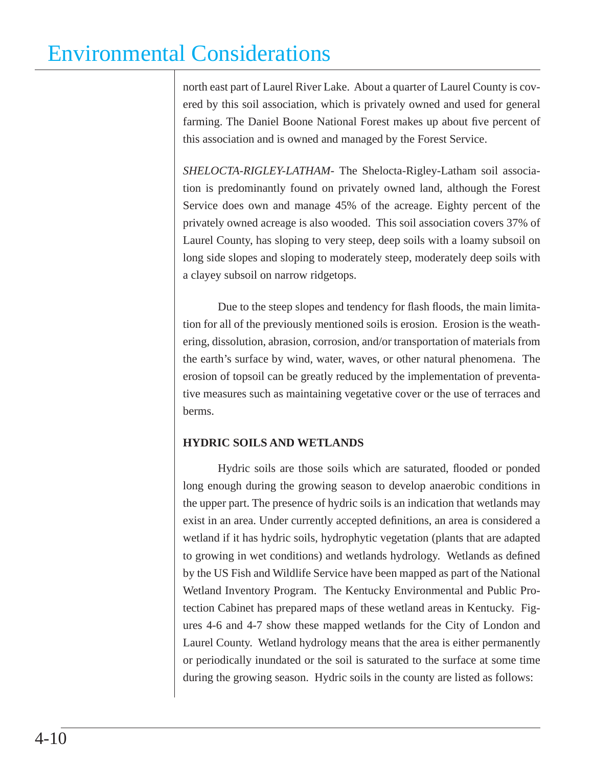north east part of Laurel River Lake. About a quarter of Laurel County is covered by this soil association, which is privately owned and used for general farming. The Daniel Boone National Forest makes up about five percent of this association and is owned and managed by the Forest Service.

*SHELOCTA-RIGLEY-LATHAM-* The Shelocta-Rigley-Latham soil association is predominantly found on privately owned land, although the Forest Service does own and manage 45% of the acreage. Eighty percent of the privately owned acreage is also wooded. This soil association covers 37% of Laurel County, has sloping to very steep, deep soils with a loamy subsoil on long side slopes and sloping to moderately steep, moderately deep soils with a clayey subsoil on narrow ridgetops.

Due to the steep slopes and tendency for flash floods, the main limitation for all of the previously mentioned soils is erosion. Erosion is the weathering, dissolution, abrasion, corrosion, and/or transportation of materials from the earth's surface by wind, water, waves, or other natural phenomena. The erosion of topsoil can be greatly reduced by the implementation of preventative measures such as maintaining vegetative cover or the use of terraces and berms.

## HYDRIC SOILS AND WETLANDS

Hydric soils are those soils which are saturated, flooded or ponded long enough during the growing season to develop anaerobic conditions in the upper part. The presence of hydric soils is an indication that wetlands may exist in an area. Under currently accepted definitions, an area is considered a wetland if it has hydric soils, hydrophytic vegetation (plants that are adapted to growing in wet conditions) and wetlands hydrology. Wetlands as defined by the US Fish and Wildlife Service have been mapped as part of the National Wetland Inventory Program. The Kentucky Environmental and Public Protection Cabinet has prepared maps of these wetland areas in Kentucky. Figures 4-6 and 4-7 show these mapped wetlands for the City of London and Laurel County. Wetland hydrology means that the area is either permanently or periodically inundated or the soil is saturated to the surface at some time during the growing season. Hydric soils in the county are listed as follows: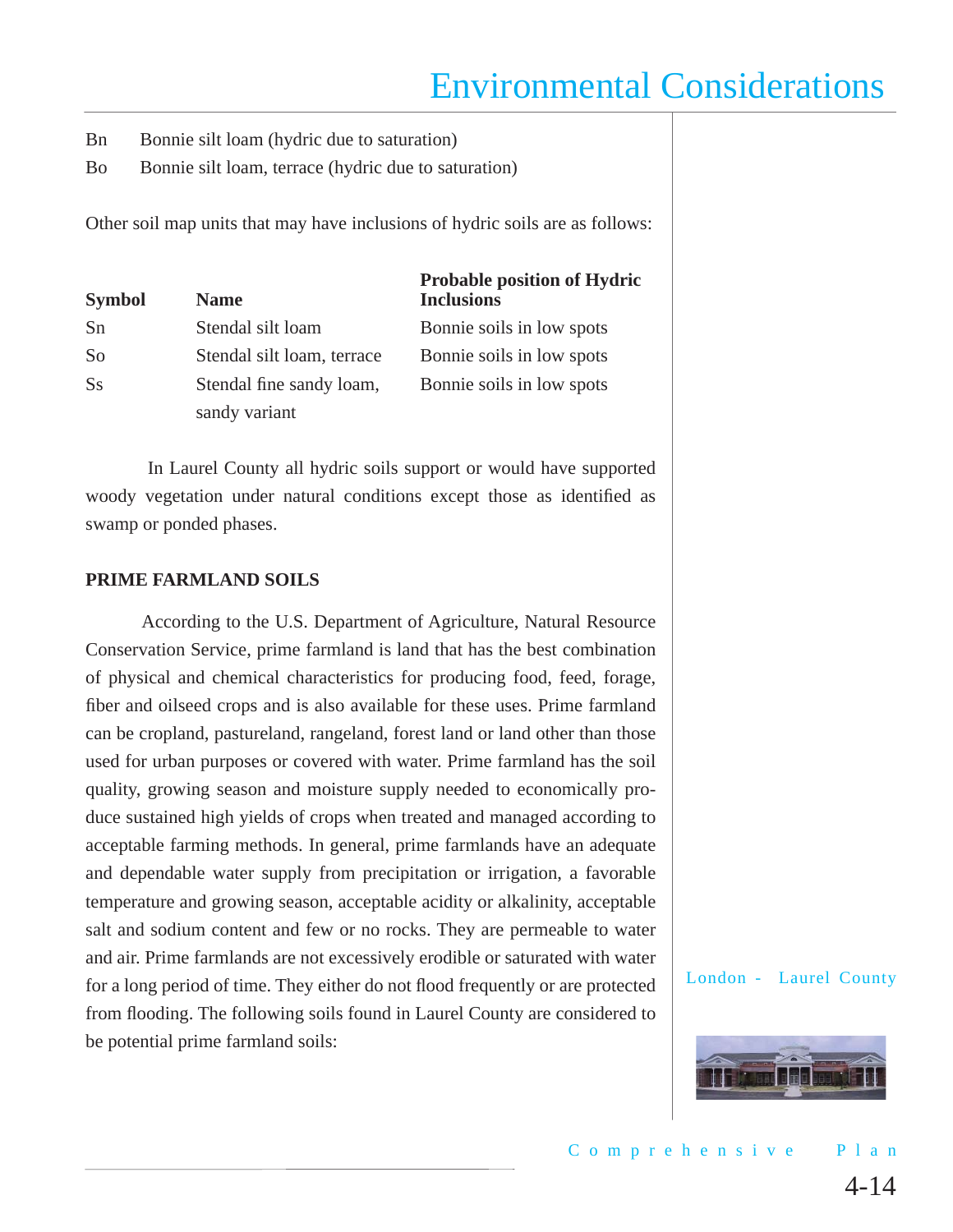Bn Bonnie silt loam (hydric due to saturation)

Bo Bonnie silt loam, terrace (hydric due to saturation)

Other soil map units that may have inclusions of hydric soils are as follows:

| Symbol | Name | Probable position of Hydric Inclusions |
|---|---|---|
| Sn | Stendal silt loam | Bonnie soils in low spots |
| So | Stendal silt loam, terrace | Bonnie soils in low spots |
| Ss | Stendal fine sandy loam, sandy variant | Bonnie soils in low spots |

In Laurel County all hydric soils support or would have supported woody vegetation under natural conditions except those as identified as swamp or ponded phases.

**PRIME FARMLAND SOILS**

According to the U.S. Department of Agriculture, Natural Resource Conservation Service, prime farmland is land that has the best combination of physical and chemical characteristics for producing food, feed, forage, fiber and oilseed crops and is also available for these uses. Prime farmland can be cropland, pastureland, rangeland, forest land or land other than those used for urban purposes or covered with water. Prime farmland has the soil quality, growing season and moisture supply needed to economically produce sustained high yields of crops when treated and managed according to acceptable farming methods. In general, prime farmlands have an adequate and dependable water supply from precipitation or irrigation, a favorable temperature and growing season, acceptable acidity or alkalinity, acceptable salt and sodium content and few or no rocks. They are permeable to water and air. Prime farmlands are not excessively erodible or saturated with water for a long period of time. They either do not flood frequently or are protected from flooding. The following soils found in Laurel County are considered to be potential prime farmland soils: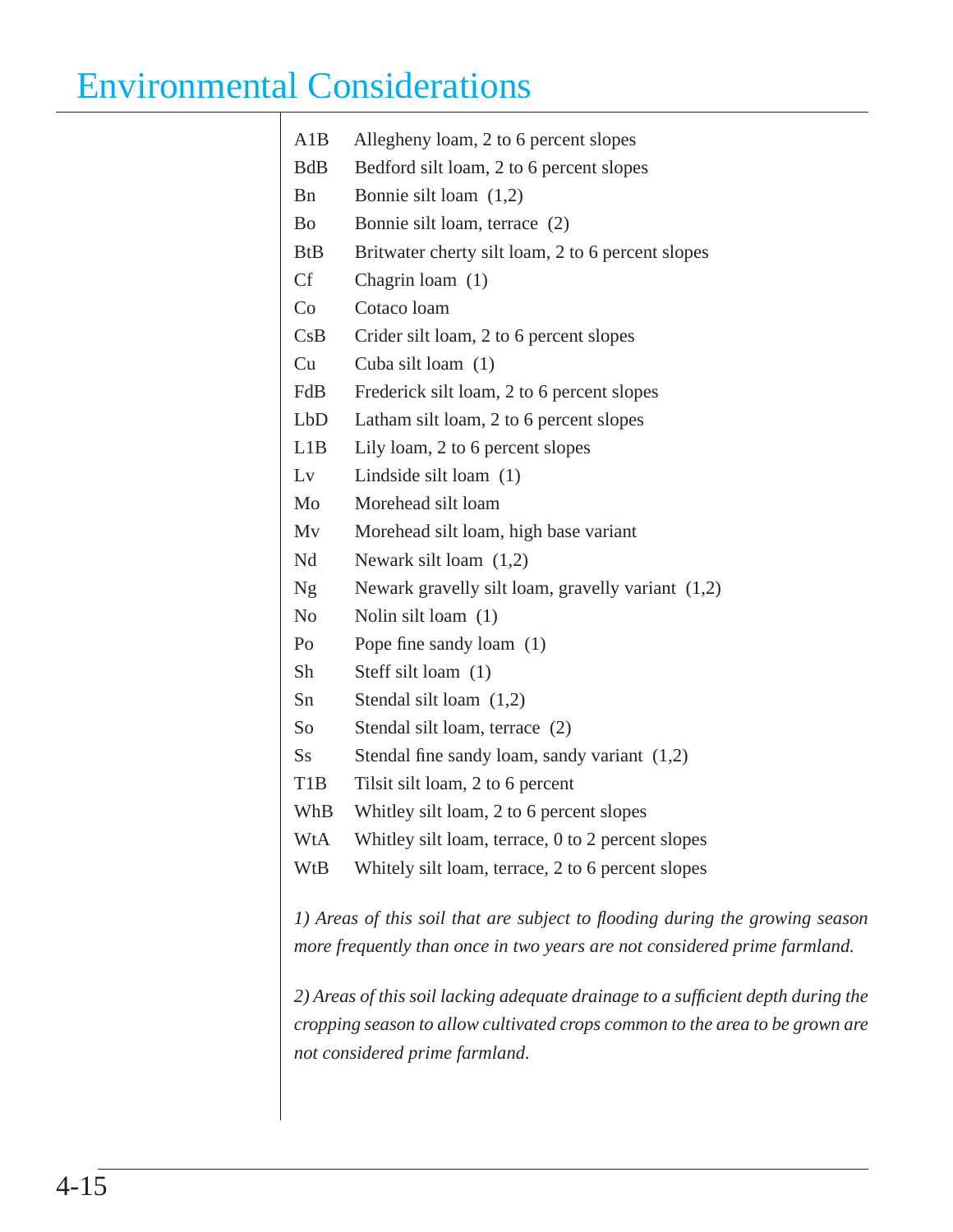# Environmental Considerations

| | |
|---|---|
| A1B | Allegheny loam, 2 to 6 percent slopes |
| BdB | Bedford silt loam, 2 to 6 percent slopes |
| Bn | Bonnie silt loam (1,2) |
| Bo | Bonnie silt loam, terrace (2) |
| BtB | Britwater cherty silt loam, 2 to 6 percent slopes |
| Cf | Chagrin loam (1) |
| Co | Cotaco loam |
| CsB | Crider silt loam, 2 to 6 percent slopes |
| Cu | Cuba silt loam (1) |
| FdB | Frederick silt loam, 2 to 6 percent slopes |
| LbD | Latham silt loam, 2 to 6 percent slopes |
| L1B | Lily loam, 2 to 6 percent slopes |
| Lv | Lindside silt loam (1) |
| Mo | Morehead silt loam |
| Mv | Morehead silt loam, high base variant |
| Nd | Newark silt loam (1,2) |
| Ng | Newark gravelly silt loam, gravelly variant (1,2) |
| No | Nolin silt loam (1) |
| Po | Pope fine sandy loam (1) |
| Sh | Steff silt loam (1) |
| Sn | Stendal silt loam (1,2) |
| So | Stendal silt loam, terrace (2) |
| Ss | Stendal fine sandy loam, sandy variant (1,2) |
| T1B | Tilsit silt loam, 2 to 6 percent |
| WhB | Whitley silt loam, 2 to 6 percent slopes |
| WtA | Whitley silt loam, terrace, 0 to 2 percent slopes |
| WtB | Whitely silt loam, terrace, 2 to 6 percent slopes |

*1) Areas of this soil that are subject to flooding during the growing season more frequently than once in two years are not considered prime farmland.*

*2) Areas of this soil lacking adequate drainage to a sufficient depth during the cropping season to allow cultivated crops common to the area to be grown are not considered prime farmland.*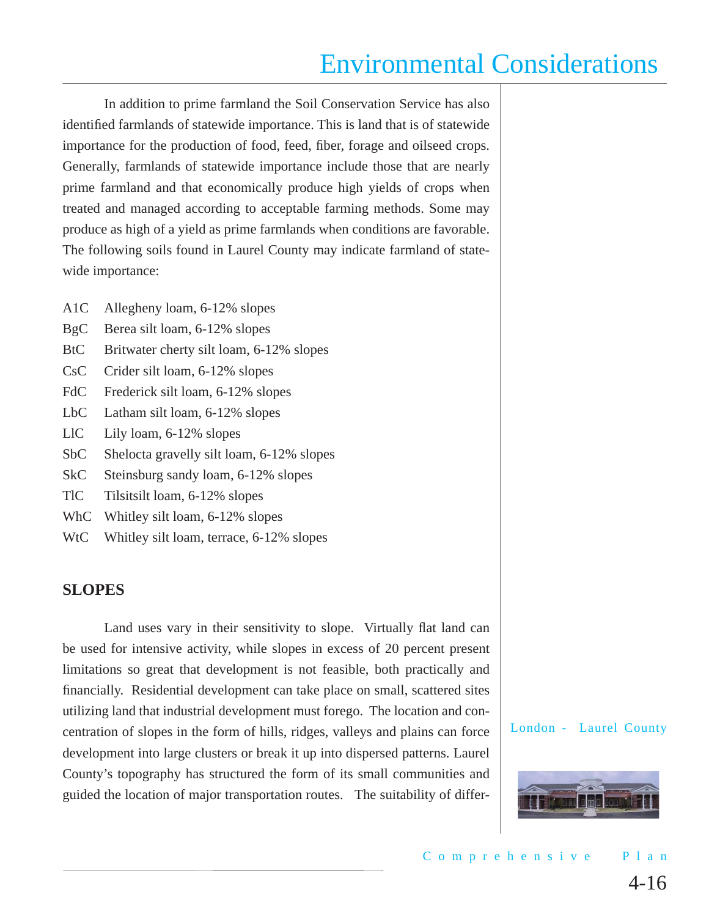In addition to prime farmland the Soil Conservation Service has also identified farmlands of statewide importance. This is land that is of statewide importance for the production of food, feed, fiber, forage and oilseed crops. Generally, farmlands of statewide importance include those that are nearly prime farmland and that economically produce high yields of crops when treated and managed according to acceptable farming methods. Some may produce as high of a yield as prime farmlands when conditions are favorable. The following soils found in Laurel County may indicate farmland of statewide importance:

- A1C Allegheny loam, 6-12% slopes
- BgC Berea silt loam, 6-12% slopes
- BtC Britwater cherty silt loam, 6-12% slopes
- CsC Crider silt loam, 6-12% slopes
- FdC Frederick silt loam, 6-12% slopes
- LbC Latham silt loam, 6-12% slopes
- LlC Lily loam, 6-12% slopes
- SbC Shelocta gravelly silt loam, 6-12% slopes
- SkC Steinsburg sandy loam, 6-12% slopes
- TlC Tilsitsilt loam, 6-12% slopes
- WhC Whitley silt loam, 6-12% slopes
- WtC Whitley silt loam, terrace, 6-12% slopes

## SLOPES

Land uses vary in their sensitivity to slope. Virtually flat land can be used for intensive activity, while slopes in excess of 20 percent present limitations so great that development is not feasible, both practically and financially. Residential development can take place on small, scattered sites utilizing land that industrial development must forego. The location and concentration of slopes in the form of hills, ridges, valleys and plains can force development into large clusters or break it up into dispersed patterns. Laurel County's topography has structured the form of its small communities and guided the location of major transportation routes. The suitability of differ-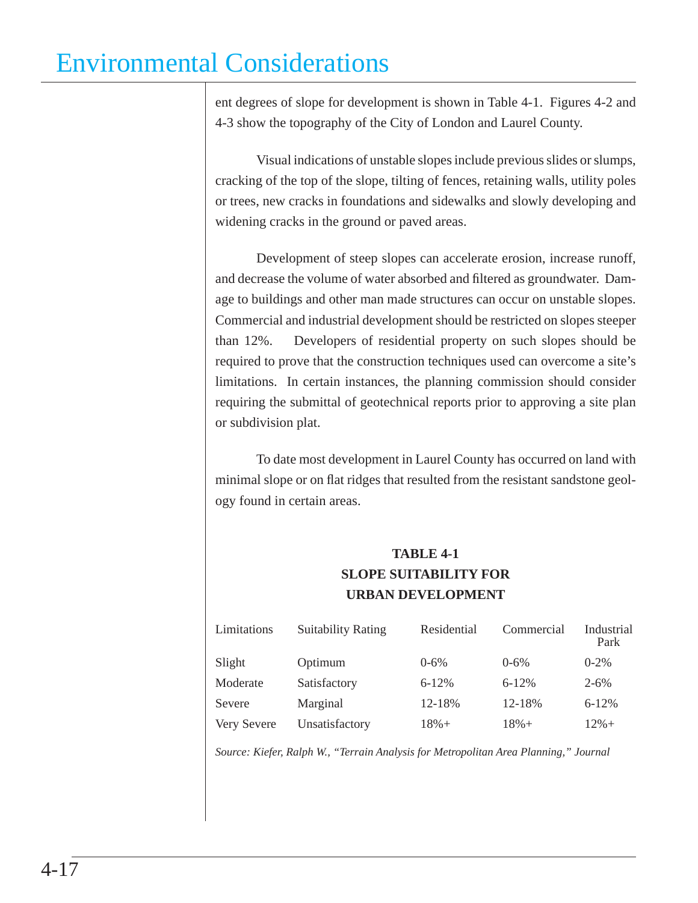ent degrees of slope for development is shown in Table 4-1. Figures 4-2 and 4-3 show the topography of the City of London and Laurel County.

Visual indications of unstable slopes include previous slides or slumps, cracking of the top of the slope, tilting of fences, retaining walls, utility poles or trees, new cracks in foundations and sidewalks and slowly developing and widening cracks in the ground or paved areas.

Development of steep slopes can accelerate erosion, increase runoff, and decrease the volume of water absorbed and filtered as groundwater. Damage to buildings and other man made structures can occur on unstable slopes. Commercial and industrial development should be restricted on slopes steeper than 12%. Developers of residential property on such slopes should be required to prove that the construction techniques used can overcome a site's limitations. In certain instances, the planning commission should consider requiring the submittal of geotechnical reports prior to approving a site plan or subdivision plat.

To date most development in Laurel County has occurred on land with minimal slope or on flat ridges that resulted from the resistant sandstone geology found in certain areas.

**TABLE 4-1**
**SLOPE SUITABILITY FOR URBAN DEVELOPMENT**

| Limitations | Suitability Rating | Residential | Commercial | Industrial Park |
|---|---|---|---|---|
| Slight | Optimum | 0-6% | 0-6% | 0-2% |
| Moderate | Satisfactory | 6-12% | 6-12% | 2-6% |
| Severe | Marginal | 12-18% | 12-18% | 6-12% |
| Very Severe | Unsatisfactory | 18%+ | 18%+ | 12%+ |

*Source: Kiefer, Ralph W., "Terrain Analysis for Metropolitan Area Planning," Journal*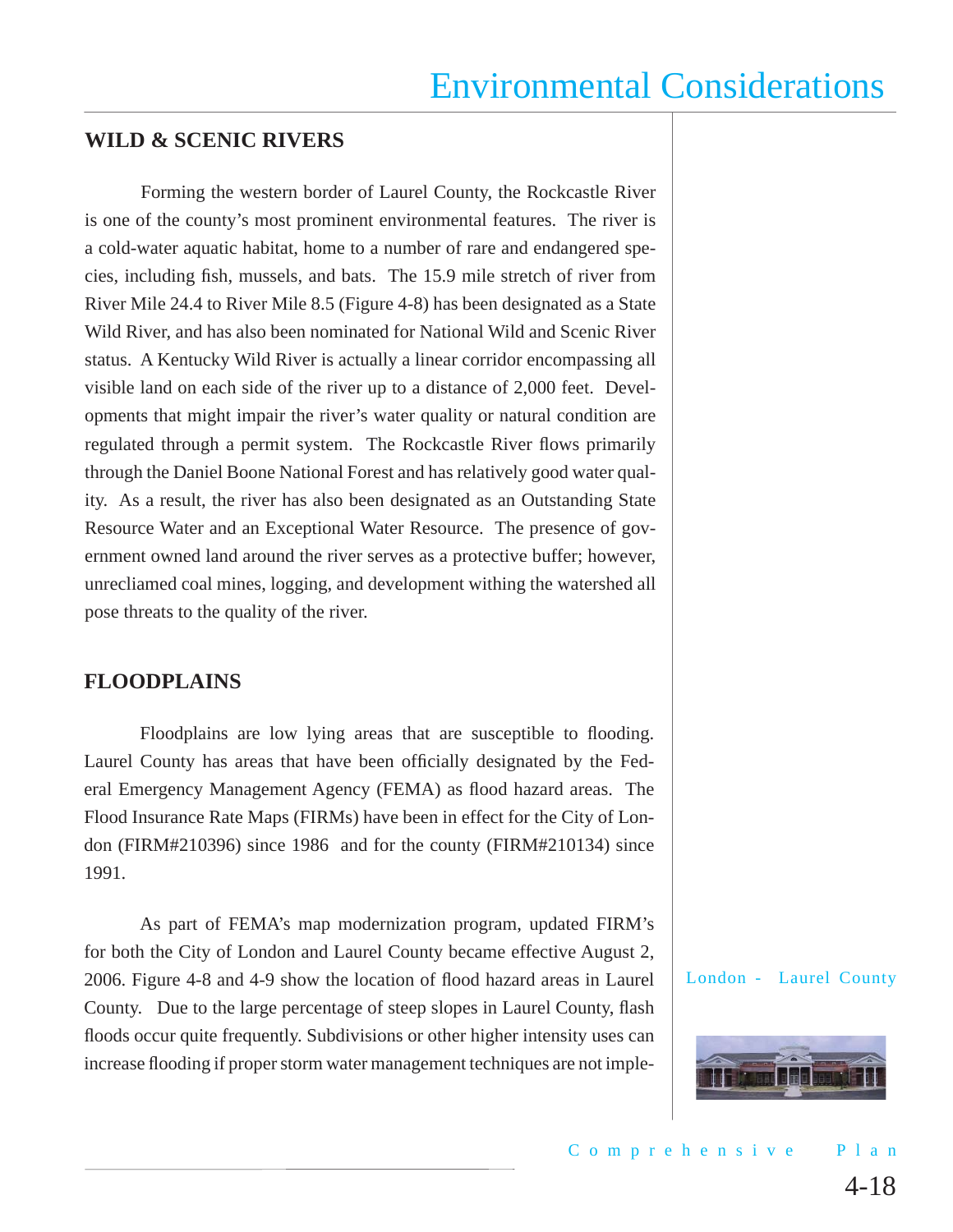## WILD & SCENIC RIVERS

Forming the western border of Laurel County, the Rockcastle River is one of the county's most prominent environmental features. The river is a cold-water aquatic habitat, home to a number of rare and endangered species, including fish, mussels, and bats. The 15.9 mile stretch of river from River Mile 24.4 to River Mile 8.5 (Figure 4-8) has been designated as a State Wild River, and has also been nominated for National Wild and Scenic River status. A Kentucky Wild River is actually a linear corridor encompassing all visible land on each side of the river up to a distance of 2,000 feet. Developments that might impair the river's water quality or natural condition are regulated through a permit system. The Rockcastle River flows primarily through the Daniel Boone National Forest and has relatively good water quality. As a result, the river has also been designated as an Outstanding State Resource Water and an Exceptional Water Resource. The presence of government owned land around the river serves as a protective buffer; however, unrecliamed coal mines, logging, and development withing the watershed all pose threats to the quality of the river.

## FLOODPLAINS

Floodplains are low lying areas that are susceptible to flooding. Laurel County has areas that have been officially designated by the Federal Emergency Management Agency (FEMA) as flood hazard areas. The Flood Insurance Rate Maps (FIRMs) have been in effect for the City of London (FIRM#210396) since 1986 and for the county (FIRM#210134) since 1991.

As part of FEMA's map modernization program, updated FIRM's for both the City of London and Laurel County became effective August 2, 2006. Figure 4-8 and 4-9 show the location of flood hazard areas in Laurel County. Due to the large percentage of steep slopes in Laurel County, flash floods occur quite frequently. Subdivisions or other higher intensity uses can increase flooding if proper storm water management techniques are not imple-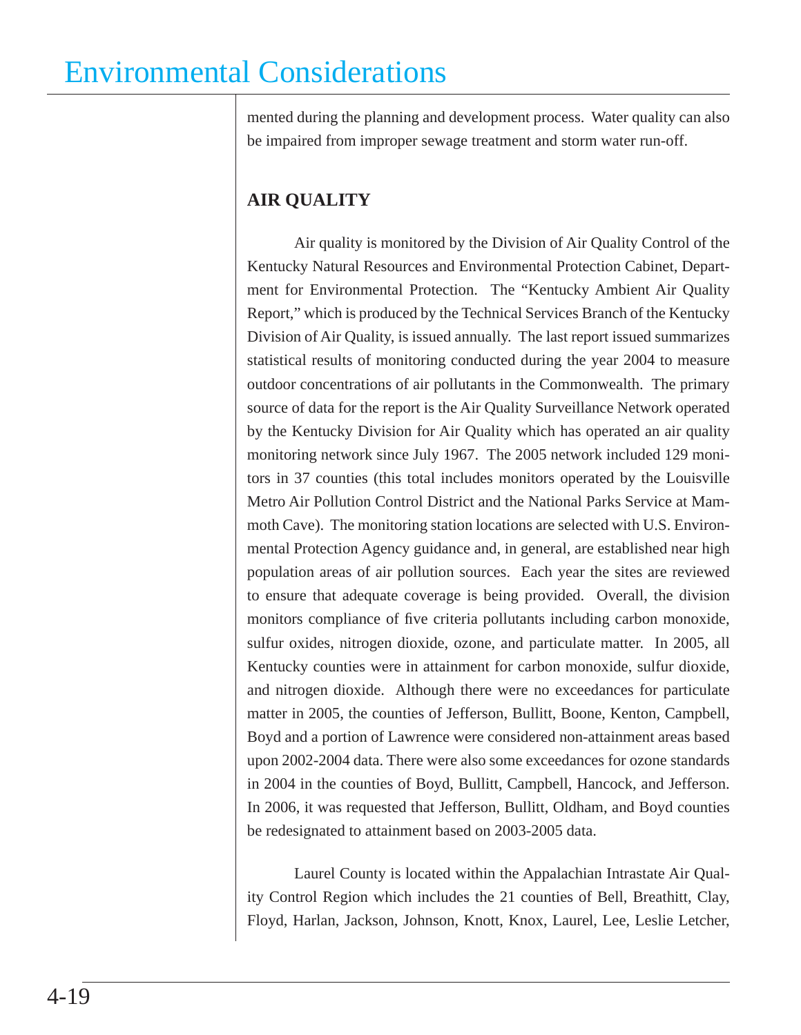mented during the planning and development process. Water quality can also be impaired from improper sewage treatment and storm water run-off.

## AIR QUALITY

Air quality is monitored by the Division of Air Quality Control of the Kentucky Natural Resources and Environmental Protection Cabinet, Department for Environmental Protection. The "Kentucky Ambient Air Quality Report," which is produced by the Technical Services Branch of the Kentucky Division of Air Quality, is issued annually. The last report issued summarizes statistical results of monitoring conducted during the year 2004 to measure outdoor concentrations of air pollutants in the Commonwealth. The primary source of data for the report is the Air Quality Surveillance Network operated by the Kentucky Division for Air Quality which has operated an air quality monitoring network since July 1967. The 2005 network included 129 monitors in 37 counties (this total includes monitors operated by the Louisville Metro Air Pollution Control District and the National Parks Service at Mammoth Cave). The monitoring station locations are selected with U.S. Environmental Protection Agency guidance and, in general, are established near high population areas of air pollution sources. Each year the sites are reviewed to ensure that adequate coverage is being provided. Overall, the division monitors compliance of five criteria pollutants including carbon monoxide, sulfur oxides, nitrogen dioxide, ozone, and particulate matter. In 2005, all Kentucky counties were in attainment for carbon monoxide, sulfur dioxide, and nitrogen dioxide. Although there were no exceedances for particulate matter in 2005, the counties of Jefferson, Bullitt, Boone, Kenton, Campbell, Boyd and a portion of Lawrence were considered non-attainment areas based upon 2002-2004 data. There were also some exceedances for ozone standards in 2004 in the counties of Boyd, Bullitt, Campbell, Hancock, and Jefferson. In 2006, it was requested that Jefferson, Bullitt, Oldham, and Boyd counties be redesignated to attainment based on 2003-2005 data.

Laurel County is located within the Appalachian Intrastate Air Quality Control Region which includes the 21 counties of Bell, Breathitt, Clay, Floyd, Harlan, Jackson, Johnson, Knott, Knox, Laurel, Lee, Leslie Letcher,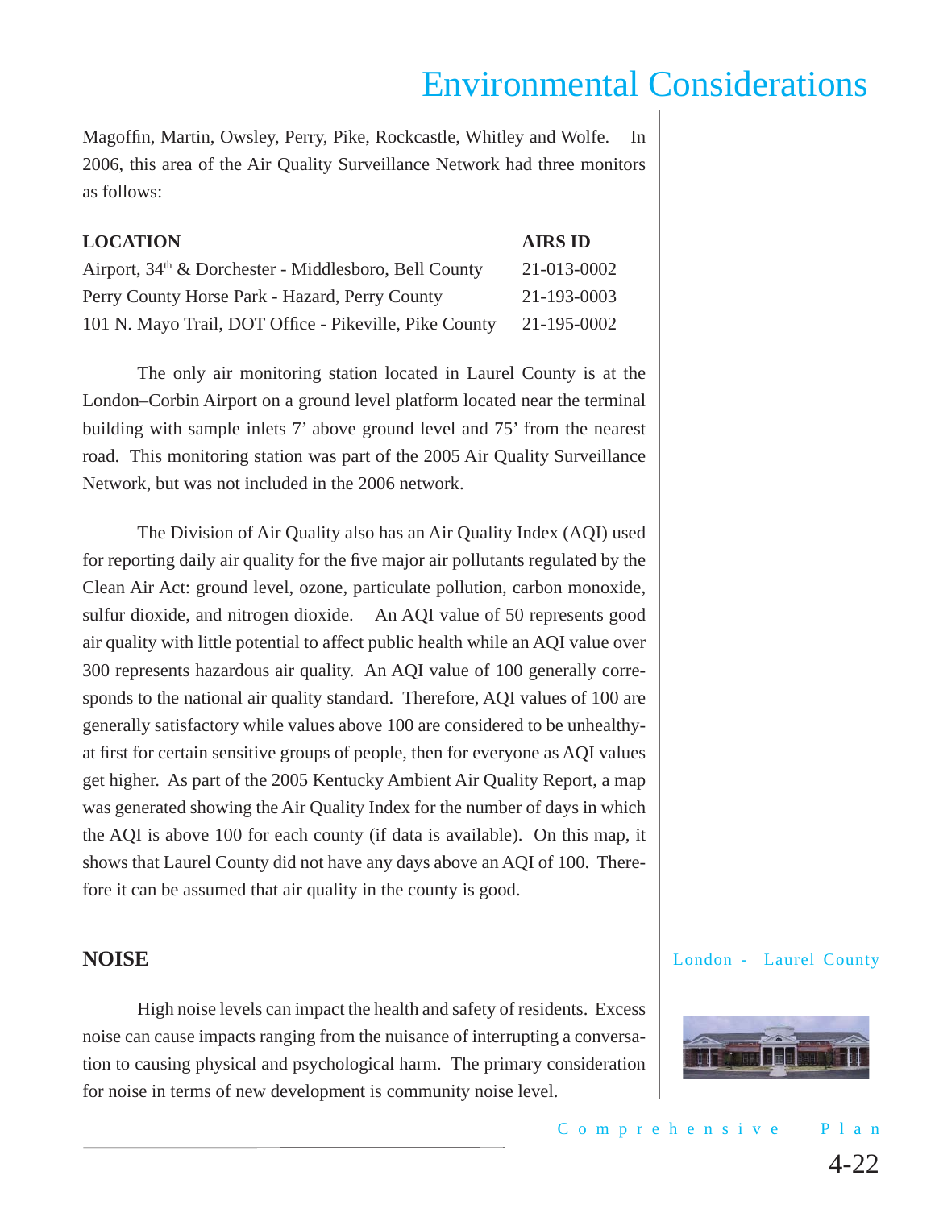Magoffin, Martin, Owsley, Perry, Pike, Rockcastle, Whitley and Wolfe. In 2006, this area of the Air Quality Surveillance Network had three monitors as follows:

| LOCATION | AIRS ID |
|---|---|
| Airport, 34th & Dorchester - Middlesboro, Bell County | 21-013-0002 |
| Perry County Horse Park - Hazard, Perry County | 21-193-0003 |
| 101 N. Mayo Trail, DOT Office - Pikeville, Pike County | 21-195-0002 |

The only air monitoring station located in Laurel County is at the London–Corbin Airport on a ground level platform located near the terminal building with sample inlets 7' above ground level and 75' from the nearest road. This monitoring station was part of the 2005 Air Quality Surveillance Network, but was not included in the 2006 network.

The Division of Air Quality also has an Air Quality Index (AQI) used for reporting daily air quality for the five major air pollutants regulated by the Clean Air Act: ground level, ozone, particulate pollution, carbon monoxide, sulfur dioxide, and nitrogen dioxide. An AQI value of 50 represents good air quality with little potential to affect public health while an AQI value over 300 represents hazardous air quality. An AQI value of 100 generally corresponds to the national air quality standard. Therefore, AQI values of 100 are generally satisfactory while values above 100 are considered to be unhealthy-at first for certain sensitive groups of people, then for everyone as AQI values get higher. As part of the 2005 Kentucky Ambient Air Quality Report, a map was generated showing the Air Quality Index for the number of days in which the AQI is above 100 for each county (if data is available). On this map, it shows that Laurel County did not have any days above an AQI of 100. Therefore it can be assumed that air quality in the county is good.

## NOISE

High noise levels can impact the health and safety of residents. Excess noise can cause impacts ranging from the nuisance of interrupting a conversation to causing physical and psychological harm. The primary consideration for noise in terms of new development is community noise level.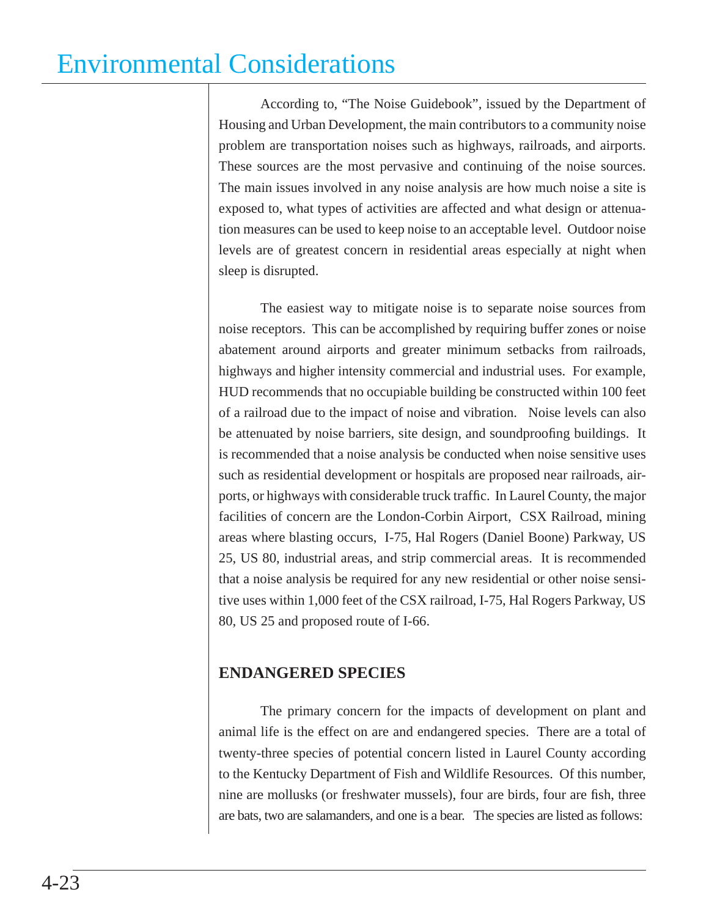According to, "The Noise Guidebook", issued by the Department of Housing and Urban Development, the main contributors to a community noise problem are transportation noises such as highways, railroads, and airports. These sources are the most pervasive and continuing of the noise sources. The main issues involved in any noise analysis are how much noise a site is exposed to, what types of activities are affected and what design or attenuation measures can be used to keep noise to an acceptable level. Outdoor noise levels are of greatest concern in residential areas especially at night when sleep is disrupted.

The easiest way to mitigate noise is to separate noise sources from noise receptors. This can be accomplished by requiring buffer zones or noise abatement around airports and greater minimum setbacks from railroads, highways and higher intensity commercial and industrial uses. For example, HUD recommends that no occupiable building be constructed within 100 feet of a railroad due to the impact of noise and vibration. Noise levels can also be attenuated by noise barriers, site design, and soundproofing buildings. It is recommended that a noise analysis be conducted when noise sensitive uses such as residential development or hospitals are proposed near railroads, airports, or highways with considerable truck traffic. In Laurel County, the major facilities of concern are the London-Corbin Airport, CSX Railroad, mining areas where blasting occurs, I-75, Hal Rogers (Daniel Boone) Parkway, US 25, US 80, industrial areas, and strip commercial areas. It is recommended that a noise analysis be required for any new residential or other noise sensitive uses within 1,000 feet of the CSX railroad, I-75, Hal Rogers Parkway, US 80, US 25 and proposed route of I-66.

## ENDANGERED SPECIES

The primary concern for the impacts of development on plant and animal life is the effect on are and endangered species. There are a total of twenty-three species of potential concern listed in Laurel County according to the Kentucky Department of Fish and Wildlife Resources. Of this number, nine are mollusks (or freshwater mussels), four are birds, four are fish, three are bats, two are salamanders, and one is a bear. The species are listed as follows: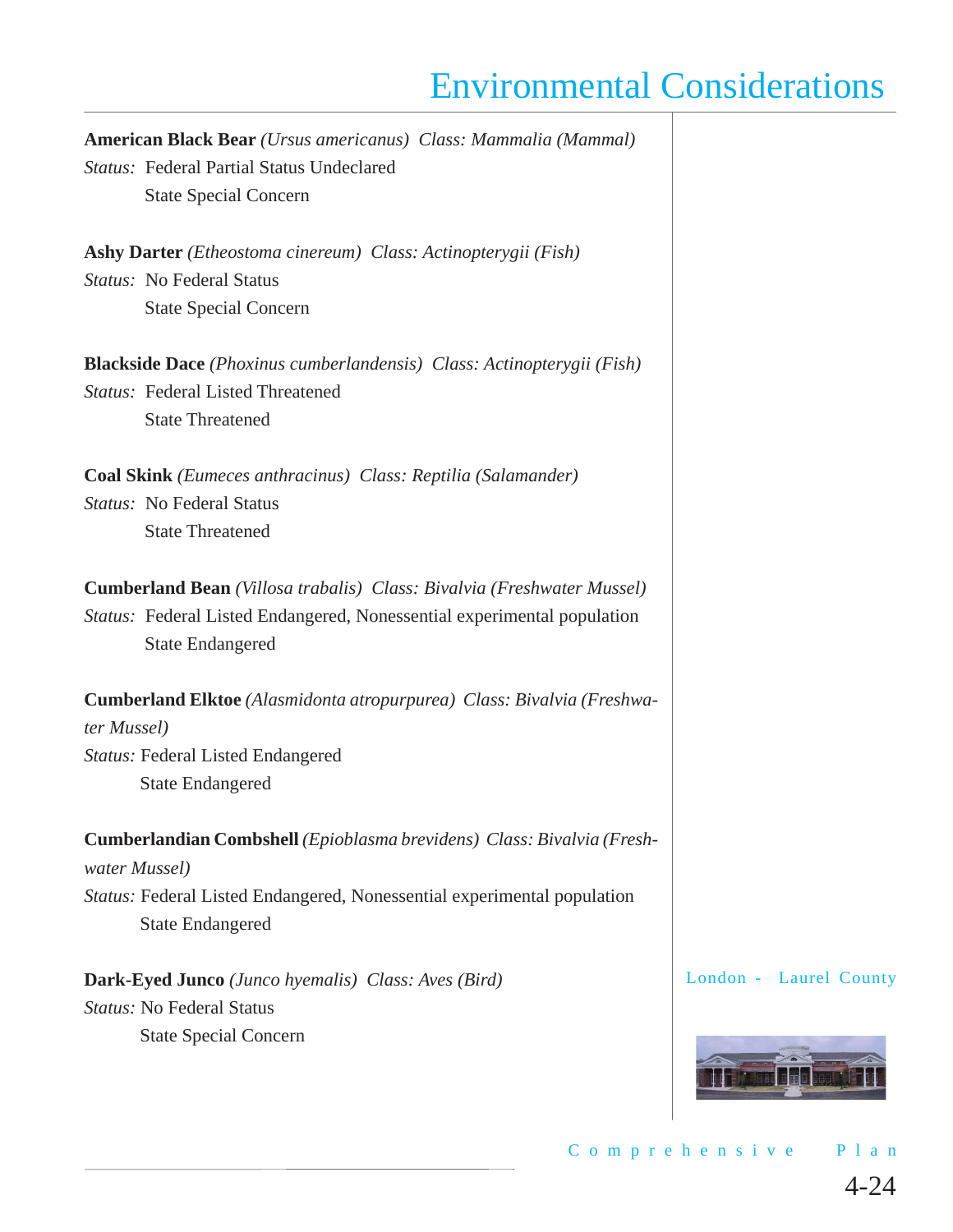**American Black Bear** *(Ursus americanus) Class: Mammalia (Mammal)*
*Status:* Federal Partial Status Undeclared
State Special Concern

**Ashy Darter** *(Etheostoma cinereum) Class: Actinopterygii (Fish)*
*Status:* No Federal Status
State Special Concern

**Blackside Dace** *(Phoxinus cumberlandensis) Class: Actinopterygii (Fish)*
*Status:* Federal Listed Threatened
State Threatened

**Coal Skink** *(Eumeces anthracinus) Class: Reptilia (Salamander)*
*Status:* No Federal Status
State Threatened

**Cumberland Bean** *(Villosa trabalis) Class: Bivalvia (Freshwater Mussel)*
*Status:* Federal Listed Endangered, Nonessential experimental population
State Endangered

**Cumberland Elktoe** *(Alasmidonta atropurpurea) Class: Bivalvia (Freshwater Mussel)*
*Status:* Federal Listed Endangered
State Endangered

**Cumberlandian Combshell** *(Epioblasma brevidens) Class: Bivalvia (Freshwater Mussel)*
*Status:* Federal Listed Endangered, Nonessential experimental population
State Endangered

**Dark-Eyed Junco** *(Junco hyemalis) Class: Aves (Bird)*
*Status:* No Federal Status
State Special Concern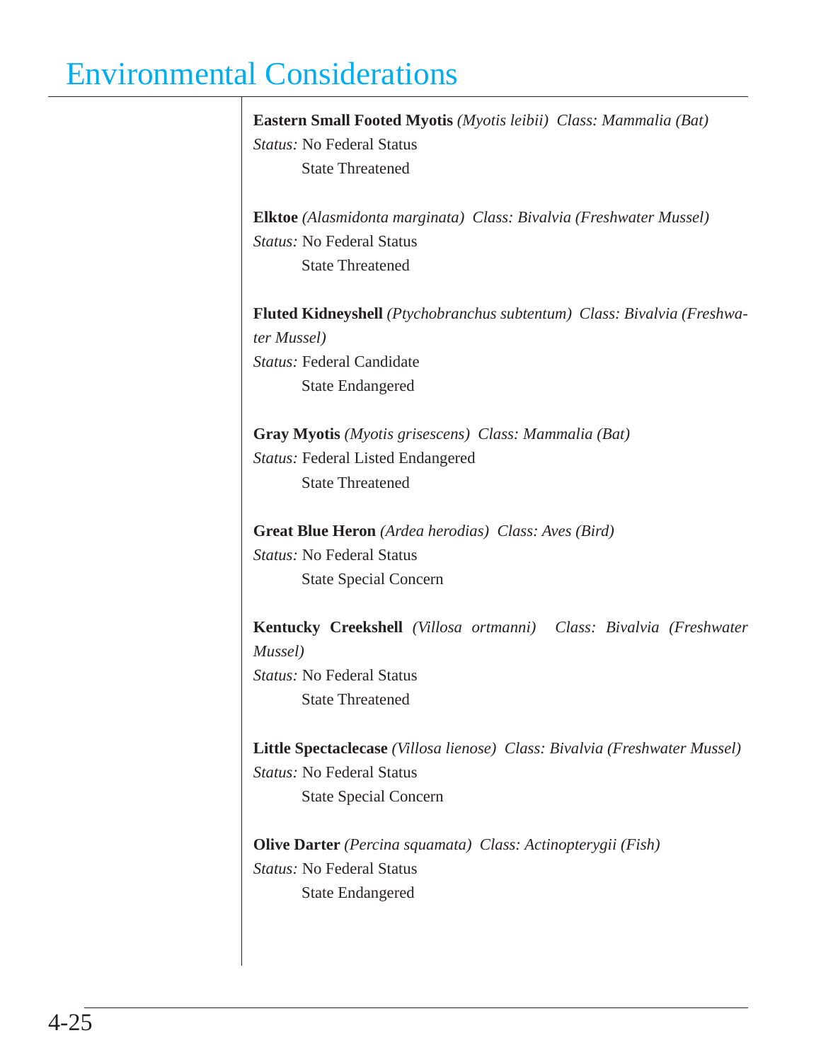# Environmental Considerations

**Eastern Small Footed Myotis** *(Myotis leibii) Class: Mammalia (Bat)*
*Status:* No Federal Status
State Threatened

**Elktoe** *(Alasmidonta marginata) Class: Bivalvia (Freshwater Mussel)*
*Status:* No Federal Status
State Threatened

**Fluted Kidneyshell** *(Ptychobranchus subtentum) Class: Bivalvia (Freshwater Mussel)*
*Status:* Federal Candidate
State Endangered

**Gray Myotis** *(Myotis grisescens) Class: Mammalia (Bat)*
*Status:* Federal Listed Endangered
State Threatened

**Great Blue Heron** *(Ardea herodias) Class: Aves (Bird)*
*Status:* No Federal Status
State Special Concern

**Kentucky Creekshell** *(Villosa ortmanni) Class: Bivalvia (Freshwater Mussel)*
*Status:* No Federal Status
State Threatened

**Little Spectaclecase** *(Villosa lienose) Class: Bivalvia (Freshwater Mussel)*
*Status:* No Federal Status
State Special Concern

**Olive Darter** *(Percina squamata) Class: Actinopterygii (Fish)*
*Status:* No Federal Status
State Endangered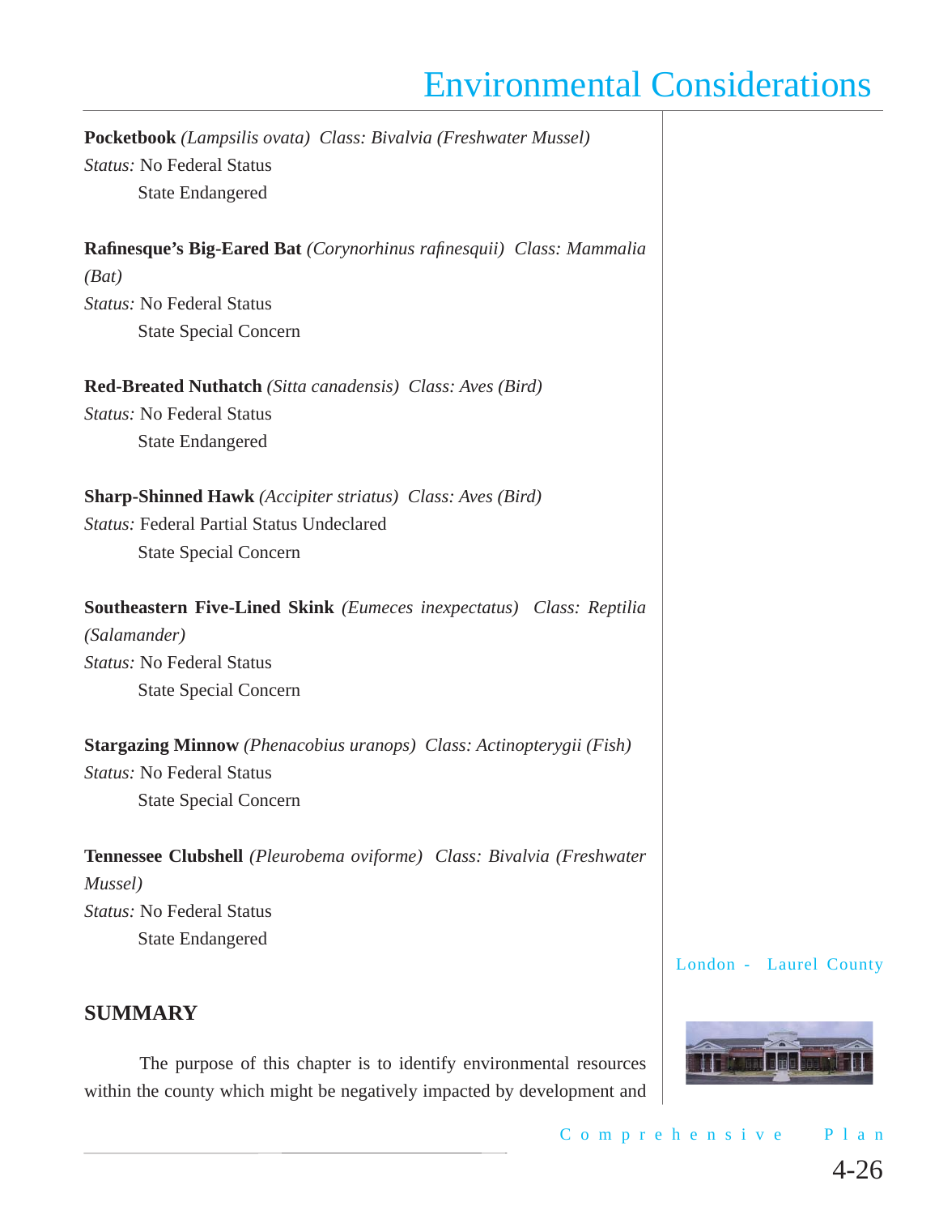**Pocketbook** *(Lampsilis ovata) Class: Bivalvia (Freshwater Mussel)*
*Status:* No Federal Status
State Endangered

**Rafinesque's Big-Eared Bat** *(Corynorhinus rafinesquii) Class: Mammalia (Bat)*
*Status:* No Federal Status
State Special Concern

**Red-Breated Nuthatch** *(Sitta canadensis) Class: Aves (Bird)*
*Status:* No Federal Status
State Endangered

**Sharp-Shinned Hawk** *(Accipiter striatus) Class: Aves (Bird)*
*Status:* Federal Partial Status Undeclared
State Special Concern

**Southeastern Five-Lined Skink** *(Eumeces inexpectatus) Class: Reptilia (Salamander)*
*Status:* No Federal Status
State Special Concern

**Stargazing Minnow** *(Phenacobius uranops) Class: Actinopterygii (Fish)*
*Status:* No Federal Status
State Special Concern

**Tennessee Clubshell** *(Pleurobema oviforme) Class: Bivalvia (Freshwater Mussel)*
*Status:* No Federal Status
State Endangered

## SUMMARY

The purpose of this chapter is to identify environmental resources within the county which might be negatively impacted by development and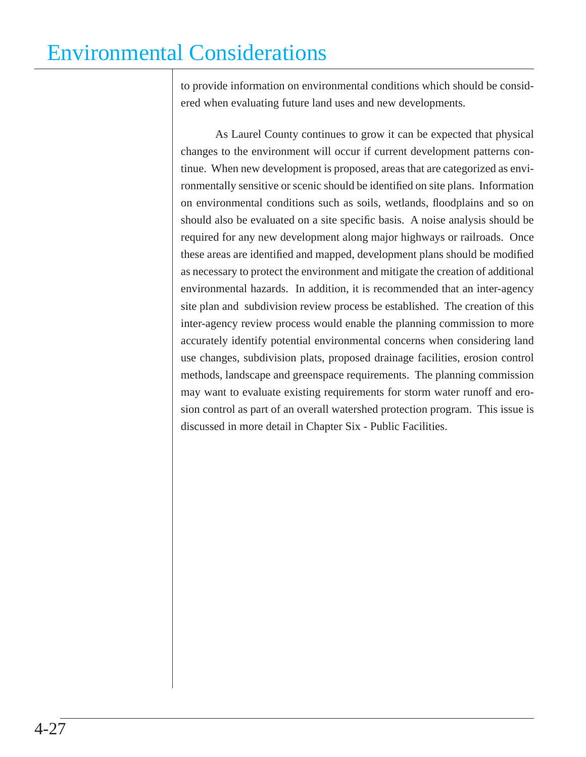to provide information on environmental conditions which should be considered when evaluating future land uses and new developments.

As Laurel County continues to grow it can be expected that physical changes to the environment will occur if current development patterns continue. When new development is proposed, areas that are categorized as environmentally sensitive or scenic should be identified on site plans. Information on environmental conditions such as soils, wetlands, floodplains and so on should also be evaluated on a site specific basis. A noise analysis should be required for any new development along major highways or railroads. Once these areas are identified and mapped, development plans should be modified as necessary to protect the environment and mitigate the creation of additional environmental hazards. In addition, it is recommended that an inter-agency site plan and subdivision review process be established. The creation of this inter-agency review process would enable the planning commission to more accurately identify potential environmental concerns when considering land use changes, subdivision plats, proposed drainage facilities, erosion control methods, landscape and greenspace requirements. The planning commission may want to evaluate existing requirements for storm water runoff and erosion control as part of an overall watershed protection program. This issue is discussed in more detail in Chapter Six - Public Facilities.